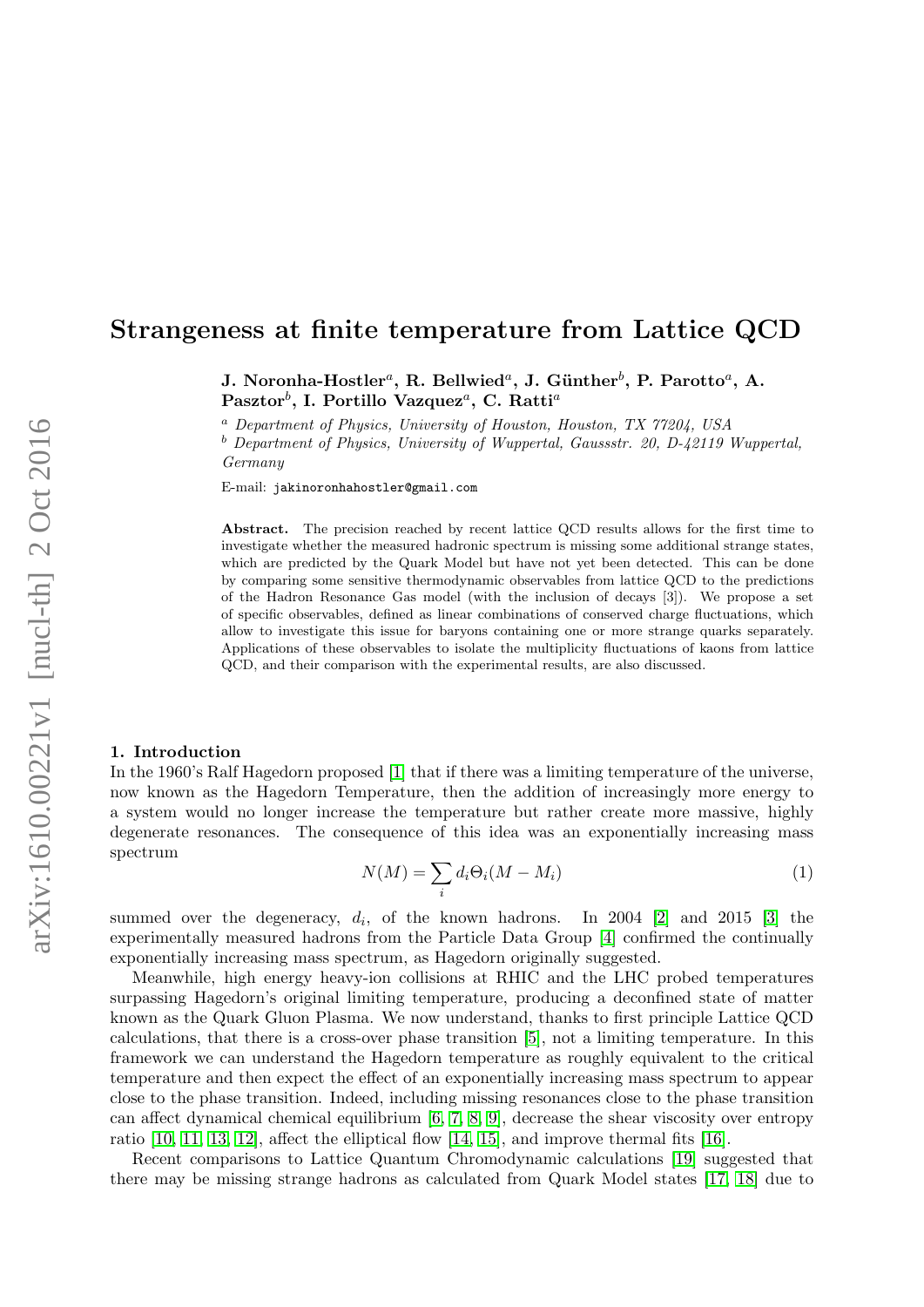# Strangeness at finite temperature from Lattice QCD

**J. Noronha-Hostler[a], R. Bellwied[a], J. Günther[b], P. Parotto[a], A. Pasztor[b], I. Portillo Vazquez[a], C. Ratti[a]**

[a] *Department of Physics, University of Houston, Houston, TX 77204, USA*

[b] *Department of Physics, University of Wuppertal, Gaussstr. 20, D-42119 Wuppertal, Germany*

E-mail: `jakinoronhahostler@gmail.com`

**Abstract.** The precision reached by recent lattice QCD results allows for the first time to investigate whether the measured hadronic spectrum is missing some additional strange states, which are predicted by the Quark Model but have not yet been detected. This can be done by comparing some sensitive thermodynamic observables from lattice QCD to the predictions of the Hadron Resonance Gas model (with the inclusion of decays [3]). We propose a set of specific observables, defined as linear combinations of conserved charge fluctuations, which allow to investigate this issue for baryons containing one or more strange quarks separately. Applications of these observables to isolate the multiplicity fluctuations of kaons from lattice QCD, and their comparison with the experimental results, are also discussed.

## 1. Introduction

In the 1960's Ralf Hagedorn proposed [1] that if there was a limiting temperature of the universe, now known as the Hagedorn Temperature, then the addition of increasingly more energy to a system would no longer increase the temperature but rather create more massive, highly degenerate resonances. The consequence of this idea was an exponentially increasing mass spectrum

$$N(M) = \sum_i d_i \Theta_i(M - M_i) \tag{1}$$

summed over the degeneracy, $d_i$, of the known hadrons. In 2004 [2] and 2015 [3] the experimentally measured hadrons from the Particle Data Group [4] confirmed the continually exponentially increasing mass spectrum, as Hagedorn originally suggested.

Meanwhile, high energy heavy-ion collisions at RHIC and the LHC probed temperatures surpassing Hagedorn's original limiting temperature, producing a deconfined state of matter known as the Quark Gluon Plasma. We now understand, thanks to first principle Lattice QCD calculations, that there is a cross-over phase transition [5], not a limiting temperature. In this framework we can understand the Hagedorn temperature as roughly equivalent to the critical temperature and then expect the effect of an exponentially increasing mass spectrum to appear close to the phase transition. Indeed, including missing resonances close to the phase transition can affect dynamical chemical equilibrium [6, 7, 8, 9], decrease the shear viscosity over entropy ratio [10, 11, 13, 12], affect the elliptical flow [14, 15], and improve thermal fits [16].

Recent comparisons to Lattice Quantum Chromodynamic calculations [19] suggested that there may be missing strange hadrons as calculated from Quark Model states [17, 18] due to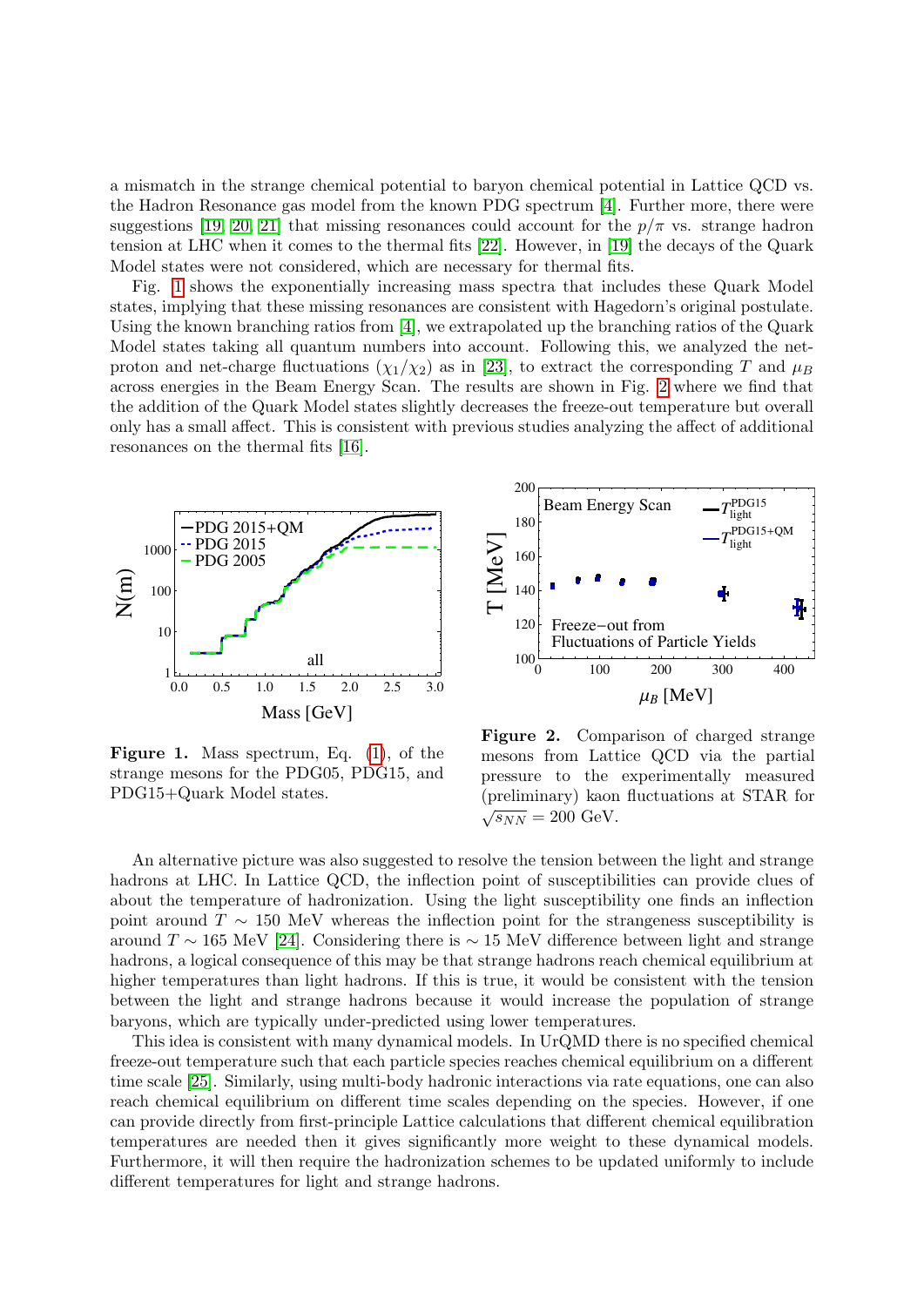a mismatch in the strange chemical potential to baryon chemical potential in Lattice QCD vs. the Hadron Resonance gas model from the known PDG spectrum [4]. Further more, there were suggestions [19, 20, 21] that missing resonances could account for the $p/\pi$ vs. strange hadron tension at LHC when it comes to the thermal fits [22]. However, in [19] the decays of the Quark Model states were not considered, which are necessary for thermal fits.

Fig. 1 shows the exponentially increasing mass spectra that includes these Quark Model states, implying that these missing resonances are consistent with Hagedorn's original postulate. Using the known branching ratios from [4], we extrapolated up the branching ratios of the Quark Model states taking all quantum numbers into account. Following this, we analyzed the net-proton and net-charge fluctuations ($\chi_1/\chi_2$) as in [23], to extract the corresponding $T$ and $\mu_B$ across energies in the Beam Energy Scan. The results are shown in Fig. 2 where we find that the addition of the Quark Model states slightly decreases the freeze-out temperature but overall only has a small affect. This is consistent with previous studies analyzing the affect of additional resonances on the thermal fits [16].

**Figure 1.** Mass spectrum, Eq. (1), of the strange mesons for the PDG05, PDG15, and PDG15+Quark Model states.

**Figure 2.** Comparison of charged strange mesons from Lattice QCD via the partial pressure to the experimentally measured (preliminary) kaon fluctuations at STAR for $\sqrt{s_{NN}} = 200$ GeV.

An alternative picture was also suggested to resolve the tension between the light and strange hadrons at LHC. In Lattice QCD, the inflection point of susceptibilities can provide clues of about the temperature of hadronization. Using the light susceptibility one finds an inflection point around $T \sim 150$ MeV whereas the inflection point for the strangeness susceptibility is around $T \sim 165$ MeV [24]. Considering there is $\sim 15$ MeV difference between light and strange hadrons, a logical consequence of this may be that strange hadrons reach chemical equilibrium at higher temperatures than light hadrons. If this is true, it would be consistent with the tension between the light and strange hadrons because it would increase the population of strange baryons, which are typically under-predicted using lower temperatures.

This idea is consistent with many dynamical models. In UrQMD there is no specified chemical freeze-out temperature such that each particle species reaches chemical equilibrium on a different time scale [25]. Similarly, using multi-body hadronic interactions via rate equations, one can also reach chemical equilibrium on different time scales depending on the species. However, if one can provide directly from first-principle Lattice calculations that different chemical equilibration temperatures are needed then it gives significantly more weight to these dynamical models. Furthermore, it will then require the hadronization schemes to be updated uniformly to include different temperatures for light and strange hadrons.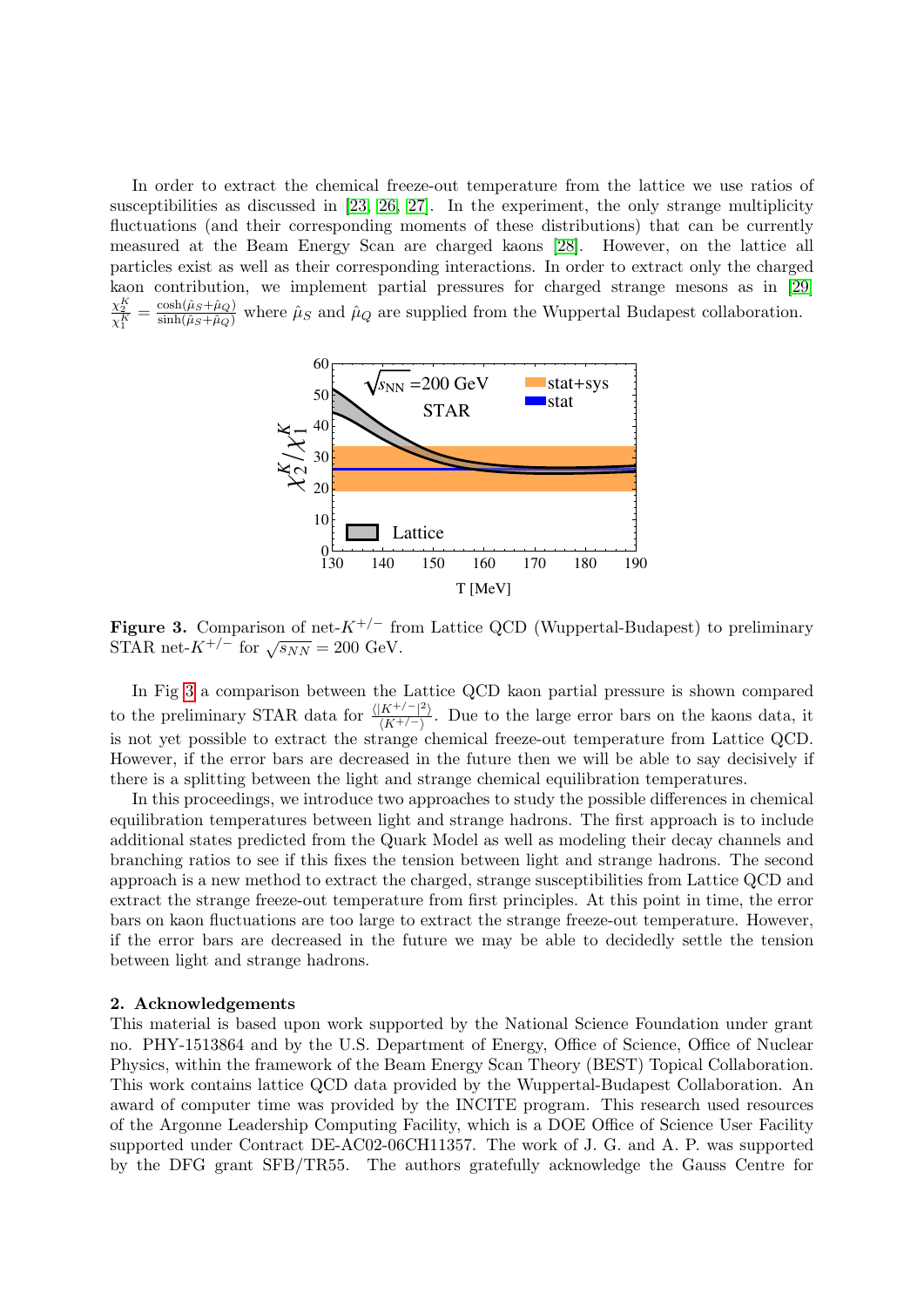In order to extract the chemical freeze-out temperature from the lattice we use ratios of susceptibilities as discussed in [23, 26, 27]. In the experiment, the only strange multiplicity fluctuations (and their corresponding moments of these distributions) that can be currently measured at the Beam Energy Scan are charged kaons [28]. However, on the lattice all particles exist as well as their corresponding interactions. In order to extract only the charged kaon contribution, we implement partial pressures for charged strange mesons as in [29] $\frac{\chi_2^K}{\chi_1^K} = \frac{\cosh(\hat{\mu}_S + \hat{\mu}_Q)}{\sinh(\hat{\mu}_S + \hat{\mu}_Q)}$ where $\hat{\mu}_S$ and $\hat{\mu}_Q$ are supplied from the Wuppertal Budapest collaboration.

**Figure 3.** Comparison of net-$K^{+/-}$ from Lattice QCD (Wuppertal-Budapest) to preliminary STAR net-$K^{+/-}$ for $\sqrt{s_{NN}} = 200$ GeV.

In Fig 3 a comparison between the Lattice QCD kaon partial pressure is shown compared to the preliminary STAR data for $\frac{\langle |K^{+/-}|^2 \rangle}{\langle K^{+/-} \rangle}$. Due to the large error bars on the kaons data, it is not yet possible to extract the strange chemical freeze-out temperature from Lattice QCD. However, if the error bars are decreased in the future then we will be able to say decisively if there is a splitting between the light and strange chemical equilibration temperatures.

In this proceedings, we introduce two approaches to study the possible differences in chemical equilibration temperatures between light and strange hadrons. The first approach is to include additional states predicted from the Quark Model as well as modeling their decay channels and branching ratios to see if this fixes the tension between light and strange hadrons. The second approach is a new method to extract the charged, strange susceptibilities from Lattice QCD and extract the strange freeze-out temperature from first principles. At this point in time, the error bars on kaon fluctuations are too large to extract the strange freeze-out temperature. However, if the error bars are decreased in the future we may be able to decidedly settle the tension between light and strange hadrons.

## 2. Acknowledgements

This material is based upon work supported by the National Science Foundation under grant no. PHY-1513864 and by the U.S. Department of Energy, Office of Science, Office of Nuclear Physics, within the framework of the Beam Energy Scan Theory (BEST) Topical Collaboration. This work contains lattice QCD data provided by the Wuppertal-Budapest Collaboration. An award of computer time was provided by the INCITE program. This research used resources of the Argonne Leadership Computing Facility, which is a DOE Office of Science User Facility supported under Contract DE-AC02-06CH11357. The work of J. G. and A. P. was supported by the DFG grant SFB/TR55. The authors gratefully acknowledge the Gauss Centre for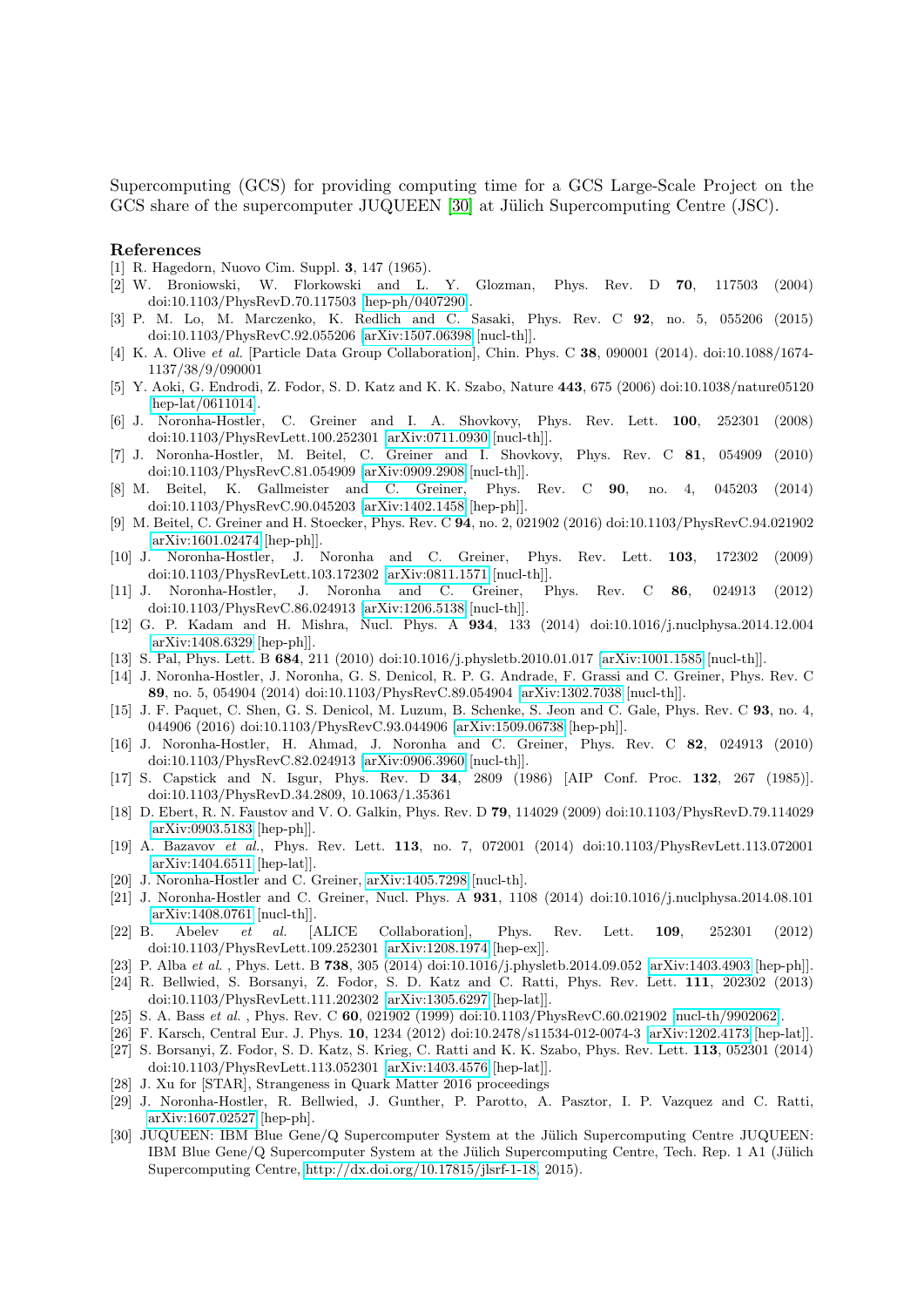Supercomputing (GCS) for providing computing time for a GCS Large-Scale Project on the GCS share of the supercomputer JUQUEEN [30] at Jülich Supercomputing Centre (JSC).

## References

[1] R. Hagedorn, Nuovo Cim. Suppl. **3**, 147 (1965).

[2] W. Broniowski, W. Florkowski and L. Y. Glozman, Phys. Rev. D **70**, 117503 (2004) doi:10.1103/PhysRevD.70.117503 [hep-ph/0407290].

[3] P. M. Lo, M. Marczenko, K. Redlich and C. Sasaki, Phys. Rev. C **92**, no. 5, 055206 (2015) doi:10.1103/PhysRevC.92.055206 [arXiv:1507.06398 [nucl-th]].

[4] K. A. Olive *et al.* [Particle Data Group Collaboration], Chin. Phys. C **38**, 090001 (2014). doi:10.1088/1674-1137/38/9/090001

[5] Y. Aoki, G. Endrodi, Z. Fodor, S. D. Katz and K. K. Szabo, Nature **443**, 675 (2006) doi:10.1038/nature05120 [hep-lat/0611014].

[6] J. Noronha-Hostler, C. Greiner and I. A. Shovkovy, Phys. Rev. Lett. **100**, 252301 (2008) doi:10.1103/PhysRevLett.100.252301 [arXiv:0711.0930 [nucl-th]].

[7] J. Noronha-Hostler, M. Beitel, C. Greiner and I. Shovkovy, Phys. Rev. C **81**, 054909 (2010) doi:10.1103/PhysRevC.81.054909 [arXiv:0909.2908 [nucl-th]].

[8] M. Beitel, K. Gallmeister and C. Greiner, Phys. Rev. C **90**, no. 4, 045203 (2014) doi:10.1103/PhysRevC.90.045203 [arXiv:1402.1458 [hep-ph]].

[9] M. Beitel, C. Greiner and H. Stoecker, Phys. Rev. C **94**, no. 2, 021902 (2016) doi:10.1103/PhysRevC.94.021902 [arXiv:1601.02474 [hep-ph]].

[10] J. Noronha-Hostler, J. Noronha and C. Greiner, Phys. Rev. Lett. **103**, 172302 (2009) doi:10.1103/PhysRevLett.103.172302 [arXiv:0811.1571 [nucl-th]].

[11] J. Noronha-Hostler, J. Noronha and C. Greiner, Phys. Rev. C **86**, 024913 (2012) doi:10.1103/PhysRevC.86.024913 [arXiv:1206.5138 [nucl-th]].

[12] G. P. Kadam and H. Mishra, Nucl. Phys. A **934**, 133 (2014) doi:10.1016/j.nuclphysa.2014.12.004 [arXiv:1408.6329 [hep-ph]].

[13] S. Pal, Phys. Lett. B **684**, 211 (2010) doi:10.1016/j.physletb.2010.01.017 [arXiv:1001.1585 [nucl-th]].

[14] J. Noronha-Hostler, J. Noronha, G. S. Denicol, R. P. G. Andrade, F. Grassi and C. Greiner, Phys. Rev. C **89**, no. 5, 054904 (2014) doi:10.1103/PhysRevC.89.054904 [arXiv:1302.7038 [nucl-th]].

[15] J. F. Paquet, C. Shen, G. S. Denicol, M. Luzum, B. Schenke, S. Jeon and C. Gale, Phys. Rev. C **93**, no. 4, 044906 (2016) doi:10.1103/PhysRevC.93.044906 [arXiv:1509.06738 [hep-ph]].

[16] J. Noronha-Hostler, H. Ahmad, J. Noronha and C. Greiner, Phys. Rev. C **82**, 024913 (2010) doi:10.1103/PhysRevC.82.024913 [arXiv:0906.3960 [nucl-th]].

[17] S. Capstick and N. Isgur, Phys. Rev. D **34**, 2809 (1986) [AIP Conf. Proc. **132**, 267 (1985)]. doi:10.1103/PhysRevD.34.2809, 10.1063/1.35361

[18] D. Ebert, R. N. Faustov and V. O. Galkin, Phys. Rev. D **79**, 114029 (2009) doi:10.1103/PhysRevD.79.114029 [arXiv:0903.5183 [hep-ph]].

[19] A. Bazavov *et al.*, Phys. Rev. Lett. **113**, no. 7, 072001 (2014) doi:10.1103/PhysRevLett.113.072001 [arXiv:1404.6511 [hep-lat]].

[20] J. Noronha-Hostler and C. Greiner, arXiv:1405.7298 [nucl-th].

[21] J. Noronha-Hostler and C. Greiner, Nucl. Phys. A **931**, 1108 (2014) doi:10.1016/j.nuclphysa.2014.08.101 [arXiv:1408.0761 [nucl-th]].

[22] B. Abelev *et al.* [ALICE Collaboration], Phys. Rev. Lett. **109**, 252301 (2012) doi:10.1103/PhysRevLett.109.252301 [arXiv:1208.1974 [hep-ex]].

[23] P. Alba *et al.* , Phys. Lett. B **738**, 305 (2014) doi:10.1016/j.physletb.2014.09.052 [arXiv:1403.4903 [hep-ph]].

[24] R. Bellwied, S. Borsanyi, Z. Fodor, S. D. Katz and C. Ratti, Phys. Rev. Lett. **111**, 202302 (2013) doi:10.1103/PhysRevLett.111.202302 [arXiv:1305.6297 [hep-lat]].

[25] S. A. Bass *et al.* , Phys. Rev. C **60**, 021902 (1999) doi:10.1103/PhysRevC.60.021902 [nucl-th/9902062].

[26] F. Karsch, Central Eur. J. Phys. **10**, 1234 (2012) doi:10.2478/s11534-012-0074-3 [arXiv:1202.4173 [hep-lat]].

[27] S. Borsanyi, Z. Fodor, S. D. Katz, S. Krieg, C. Ratti and K. K. Szabo, Phys. Rev. Lett. **113**, 052301 (2014) doi:10.1103/PhysRevLett.113.052301 [arXiv:1403.4576 [hep-lat]].

[28] J. Xu for [STAR], Strangeness in Quark Matter 2016 proceedings

[29] J. Noronha-Hostler, R. Bellwied, J. Gunther, P. Parotto, A. Pasztor, I. P. Vazquez and C. Ratti, arXiv:1607.02527 [hep-ph].

[30] JUQUEEN: IBM Blue Gene/Q Supercomputer System at the Jülich Supercomputing Centre JUQUEEN: IBM Blue Gene/Q Supercomputer System at the Jülich Supercomputing Centre, Tech. Rep. 1 A1 (Jülich Supercomputing Centre, http://dx.doi.org/10.17815/jlsrf-1-18, 2015).